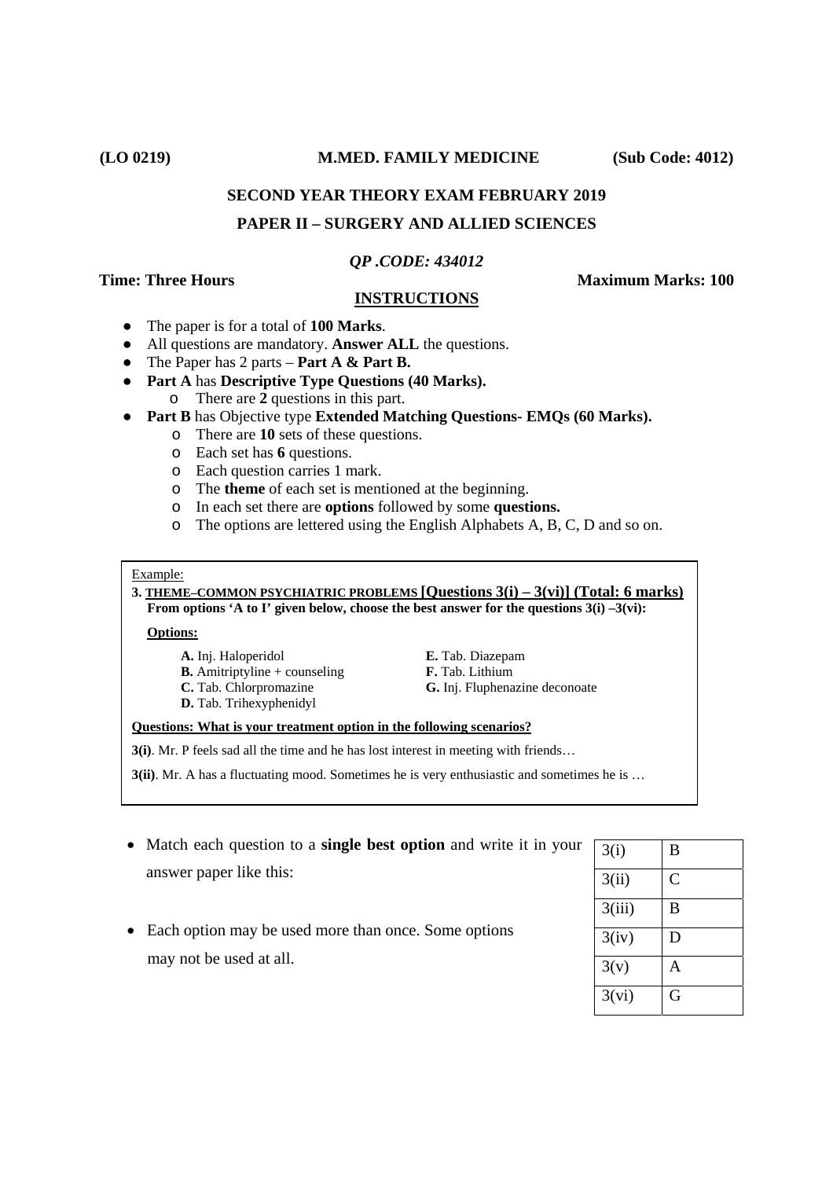**(LO 0219)** **M.MED. FAMILY MEDICINE** **(Sub Code: 4012)**

## SECOND YEAR THEORY EXAM FEBRUARY 2019

## PAPER II – SURGERY AND ALLIED SCIENCES

*QP .CODE: 434012*

**Time: Three Hours** **Maximum Marks: 100**

### INSTRUCTIONS

- The paper is for a total of **100 Marks**.
- All questions are mandatory. **Answer ALL** the questions.
- The Paper has 2 parts – **Part A & Part B.**
- **Part A** has **Descriptive Type Questions (40 Marks).**
  - There are **2** questions in this part.
- **Part B** has Objective type **Extended Matching Questions- EMQs (60 Marks).**
  - There are **10** sets of these questions.
  - Each set has **6** questions.
  - Each question carries 1 mark.
  - The **theme** of each set is mentioned at the beginning.
  - In each set there are **options** followed by some **questions.**
  - The options are lettered using the English Alphabets A, B, C, D and so on.

Example:

**3. THEME–COMMON PSYCHIATRIC PROBLEMS [Questions 3(i) – 3(vi)] (Total: 6 marks)**
**From options 'A to I' given below, choose the best answer for the questions 3(i) –3(vi):**

**Options:**

- **A.** Inj. Haloperidol
- **B.** Amitriptyline + counseling
- **C.** Tab. Chlorpromazine
- **D.** Tab. Trihexyphenidyl
- **E.** Tab. Diazepam
- **F.** Tab. Lithium
- **G.** Inj. Fluphenazine deconoate

**Questions: What is your treatment option in the following scenarios?**

**3(i)**. Mr. P feels sad all the time and he has lost interest in meeting with friends…

**3(ii)**. Mr. A has a fluctuating mood. Sometimes he is very enthusiastic and sometimes he is …

- Match each question to a **single best option** and write it in your answer paper like this:
- Each option may be used more than once. Some options may not be used at all.

| | |
|---|---|
| 3(i) | B |
| 3(ii) | C |
| 3(iii) | B |
| 3(iv) | D |
| 3(v) | A |
| 3(vi) | G |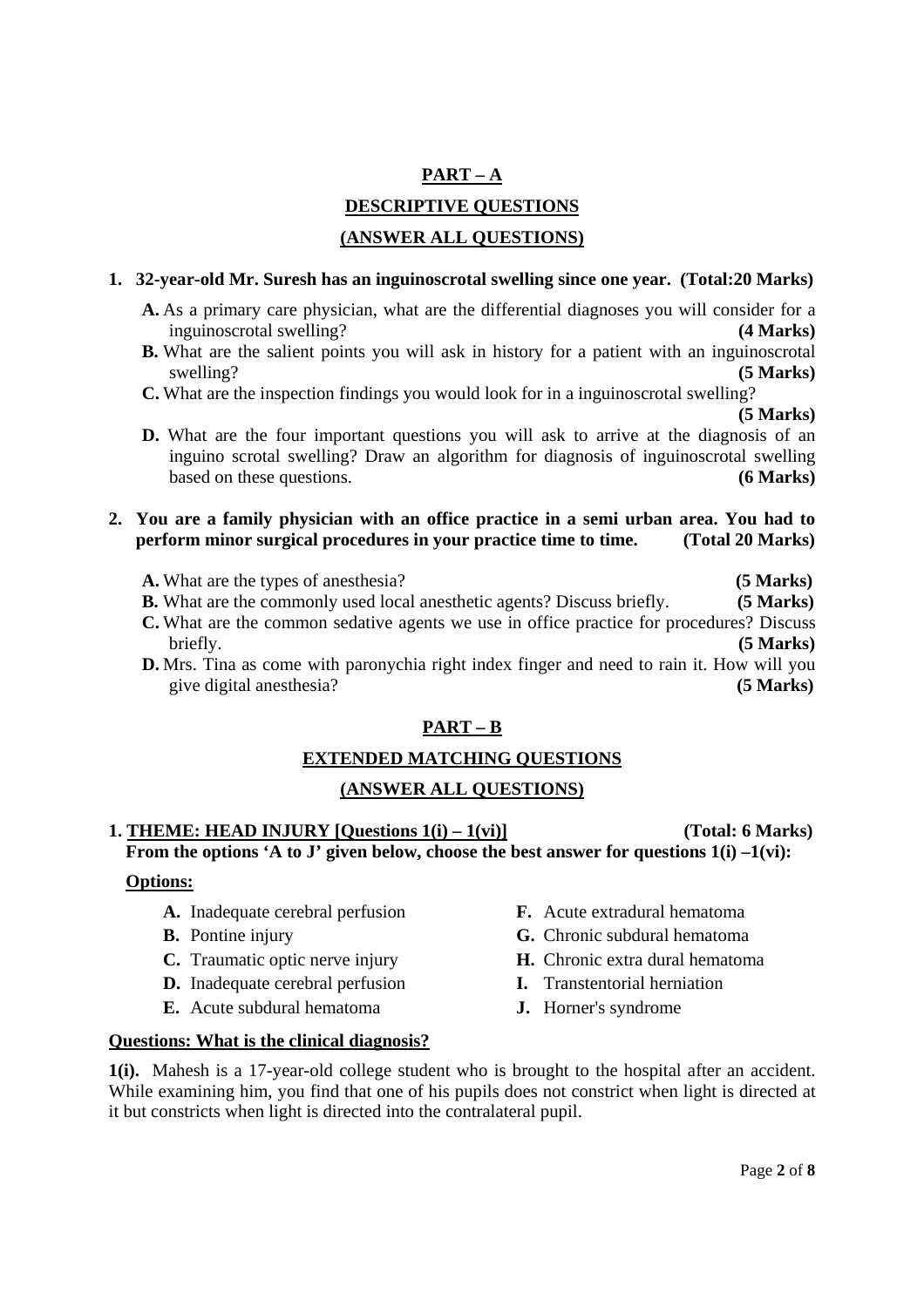## PART – A

### DESCRIPTIVE QUESTIONS

### (ANSWER ALL QUESTIONS)

**1. 32-year-old Mr. Suresh has an inguinoscrotal swelling since one year. (Total:20 Marks)**

- **A.** As a primary care physician, what are the differential diagnoses you will consider for a inguinoscrotal swelling? **(4 Marks)**
- **B.** What are the salient points you will ask in history for a patient with an inguinoscrotal swelling? **(5 Marks)**
- **C.** What are the inspection findings you would look for in a inguinoscrotal swelling? **(5 Marks)**
- **D.** What are the four important questions you will ask to arrive at the diagnosis of an inguino scrotal swelling? Draw an algorithm for diagnosis of inguinoscrotal swelling based on these questions. **(6 Marks)**

**2. You are a family physician with an office practice in a semi urban area. You had to perform minor surgical procedures in your practice time to time. (Total 20 Marks)**

- **A.** What are the types of anesthesia? **(5 Marks)**
- **B.** What are the commonly used local anesthetic agents? Discuss briefly. **(5 Marks)**
- **C.** What are the common sedative agents we use in office practice for procedures? Discuss briefly. **(5 Marks)**
- **D.** Mrs. Tina as come with paronychia right index finger and need to rain it. How will you give digital anesthesia? **(5 Marks)**

## PART – B

### EXTENDED MATCHING QUESTIONS

### (ANSWER ALL QUESTIONS)

**1. THEME: HEAD INJURY [Questions 1(i) – 1(vi)] (Total: 6 Marks)**

**From the options 'A to J' given below, choose the best answer for questions 1(i) –1(vi):**

**Options:**

- **A.** Inadequate cerebral perfusion
- **B.** Pontine injury
- **C.** Traumatic optic nerve injury
- **D.** Inadequate cerebral perfusion
- **E.** Acute subdural hematoma
- **F.** Acute extradural hematoma
- **G.** Chronic subdural hematoma
- **H.** Chronic extra dural hematoma
- **I.** Transtentorial herniation
- **J.** Horner's syndrome

**Questions: What is the clinical diagnosis?**

**1(i).** Mahesh is a 17-year-old college student who is brought to the hospital after an accident. While examining him, you find that one of his pupils does not constrict when light is directed at it but constricts when light is directed into the contralateral pupil.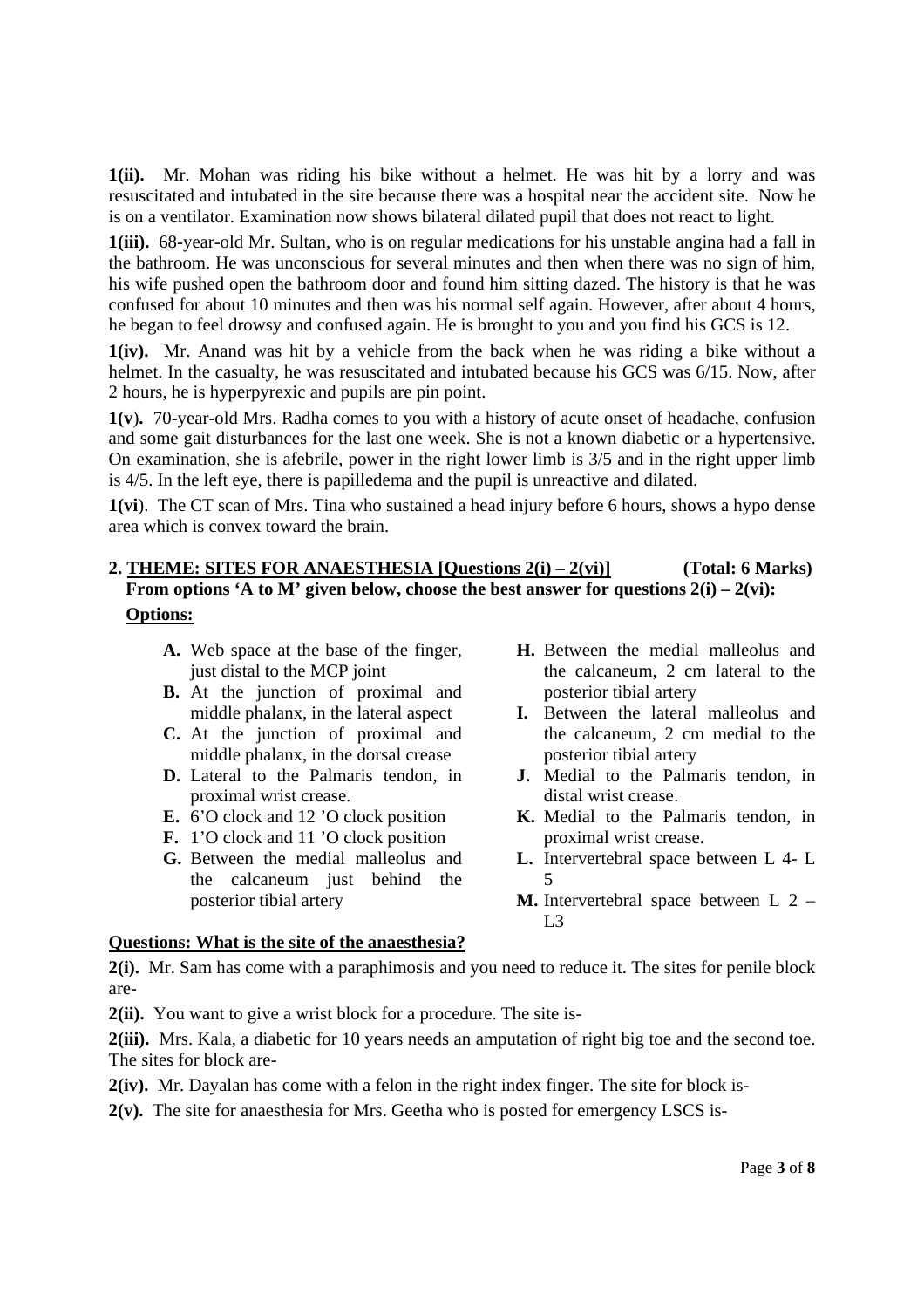**1(ii).** Mr. Mohan was riding his bike without a helmet. He was hit by a lorry and was resuscitated and intubated in the site because there was a hospital near the accident site. Now he is on a ventilator. Examination now shows bilateral dilated pupil that does not react to light.

**1(iii).** 68-year-old Mr. Sultan, who is on regular medications for his unstable angina had a fall in the bathroom. He was unconscious for several minutes and then when there was no sign of him, his wife pushed open the bathroom door and found him sitting dazed. The history is that he was confused for about 10 minutes and then was his normal self again. However, after about 4 hours, he began to feel drowsy and confused again. He is brought to you and you find his GCS is 12.

**1(iv).** Mr. Anand was hit by a vehicle from the back when he was riding a bike without a helmet. In the casualty, he was resuscitated and intubated because his GCS was 6/15. Now, after 2 hours, he is hyperpyrexic and pupils are pin point.

**1(v).** 70-year-old Mrs. Radha comes to you with a history of acute onset of headache, confusion and some gait disturbances for the last one week. She is not a known diabetic or a hypertensive. On examination, she is afebrile, power in the right lower limb is 3/5 and in the right upper limb is 4/5. In the left eye, there is papilledema and the pupil is unreactive and dilated.

**1(vi).** The CT scan of Mrs. Tina who sustained a head injury before 6 hours, shows a hypo dense area which is convex toward the brain.

## 2. THEME: SITES FOR ANAESTHESIA [Questions 2(i) – 2(vi)] (Total: 6 Marks)

**From options 'A to M' given below, choose the best answer for questions 2(i) – 2(vi):**

**Options:**

- **A.** Web space at the base of the finger, just distal to the MCP joint
- **B.** At the junction of proximal and middle phalanx, in the lateral aspect
- **C.** At the junction of proximal and middle phalanx, in the dorsal crease
- **D.** Lateral to the Palmaris tendon, in proximal wrist crease.
- **E.** 6'O clock and 12 'O clock position
- **F.** 1'O clock and 11 'O clock position
- **G.** Between the medial malleolus and the calcaneum just behind the posterior tibial artery
- **H.** Between the medial malleolus and the calcaneum, 2 cm lateral to the posterior tibial artery
- **I.** Between the lateral malleolus and the calcaneum, 2 cm medial to the posterior tibial artery
- **J.** Medial to the Palmaris tendon, in distal wrist crease.
- **K.** Medial to the Palmaris tendon, in proximal wrist crease.
- **L.** Intervertebral space between L 4- L 5
- **M.** Intervertebral space between L 2 – L3

**Questions: What is the site of the anaesthesia?**

**2(i).** Mr. Sam has come with a paraphimosis and you need to reduce it. The sites for penile block are-

**2(ii).** You want to give a wrist block for a procedure. The site is-

**2(iii).** Mrs. Kala, a diabetic for 10 years needs an amputation of right big toe and the second toe. The sites for block are-

**2(iv).** Mr. Dayalan has come with a felon in the right index finger. The site for block is-

**2(v).** The site for anaesthesia for Mrs. Geetha who is posted for emergency LSCS is-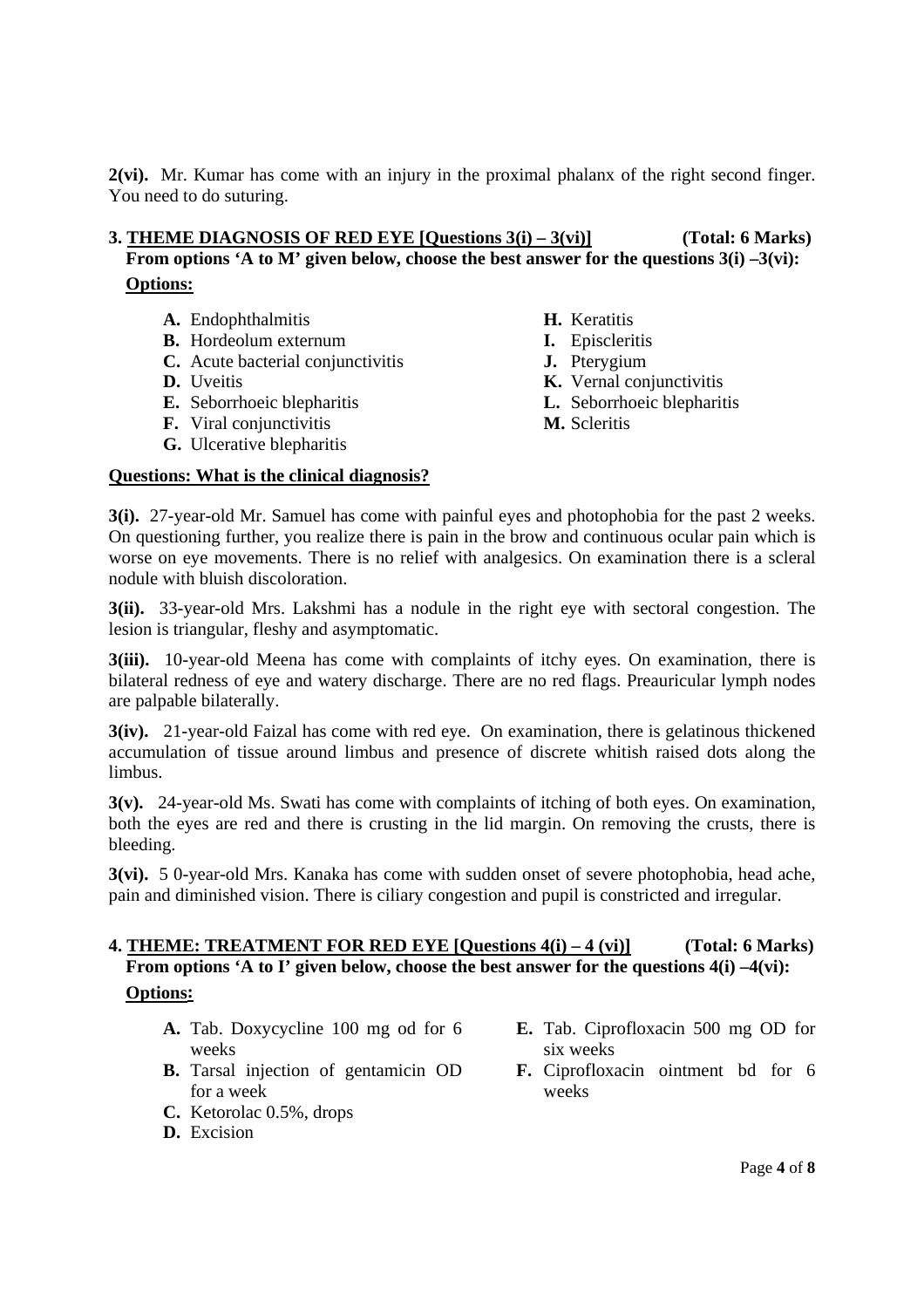**2(vi).** Mr. Kumar has come with an injury in the proximal phalanx of the right second finger. You need to do suturing.

**3. THEME DIAGNOSIS OF RED EYE [Questions 3(i) – 3(vi)] (Total: 6 Marks)**

**From options 'A to M' given below, choose the best answer for the questions 3(i) –3(vi):**

**Options:**

- **A.** Endophthalmitis
- **B.** Hordeolum externum
- **C.** Acute bacterial conjunctivitis
- **D.** Uveitis
- **E.** Seborrhoeic blepharitis
- **F.** Viral conjunctivitis
- **G.** Ulcerative blepharitis
- **H.** Keratitis
- **I.** Episcleritis
- **J.** Pterygium
- **K.** Vernal conjunctivitis
- **L.** Seborrhoeic blepharitis
- **M.** Scleritis

**Questions: What is the clinical diagnosis?**

**3(i).** 27-year-old Mr. Samuel has come with painful eyes and photophobia for the past 2 weeks. On questioning further, you realize there is pain in the brow and continuous ocular pain which is worse on eye movements. There is no relief with analgesics. On examination there is a scleral nodule with bluish discoloration.

**3(ii).** 33-year-old Mrs. Lakshmi has a nodule in the right eye with sectoral congestion. The lesion is triangular, fleshy and asymptomatic.

**3(iii).** 10-year-old Meena has come with complaints of itchy eyes. On examination, there is bilateral redness of eye and watery discharge. There are no red flags. Preauricular lymph nodes are palpable bilaterally.

**3(iv).** 21-year-old Faizal has come with red eye. On examination, there is gelatinous thickened accumulation of tissue around limbus and presence of discrete whitish raised dots along the limbus.

**3(v).** 24-year-old Ms. Swati has come with complaints of itching of both eyes. On examination, both the eyes are red and there is crusting in the lid margin. On removing the crusts, there is bleeding.

**3(vi).** 5 0-year-old Mrs. Kanaka has come with sudden onset of severe photophobia, head ache, pain and diminished vision. There is ciliary congestion and pupil is constricted and irregular.

**4. THEME: TREATMENT FOR RED EYE [Questions 4(i) – 4 (vi)] (Total: 6 Marks)**

**From options 'A to I' given below, choose the best answer for the questions 4(i) –4(vi):**

**Options:**

- **A.** Tab. Doxycycline 100 mg od for 6 weeks
- **B.** Tarsal injection of gentamicin OD for a week
- **C.** Ketorolac 0.5%, drops
- **D.** Excision
- **E.** Tab. Ciprofloxacin 500 mg OD for six weeks
- **F.** Ciprofloxacin ointment bd for 6 weeks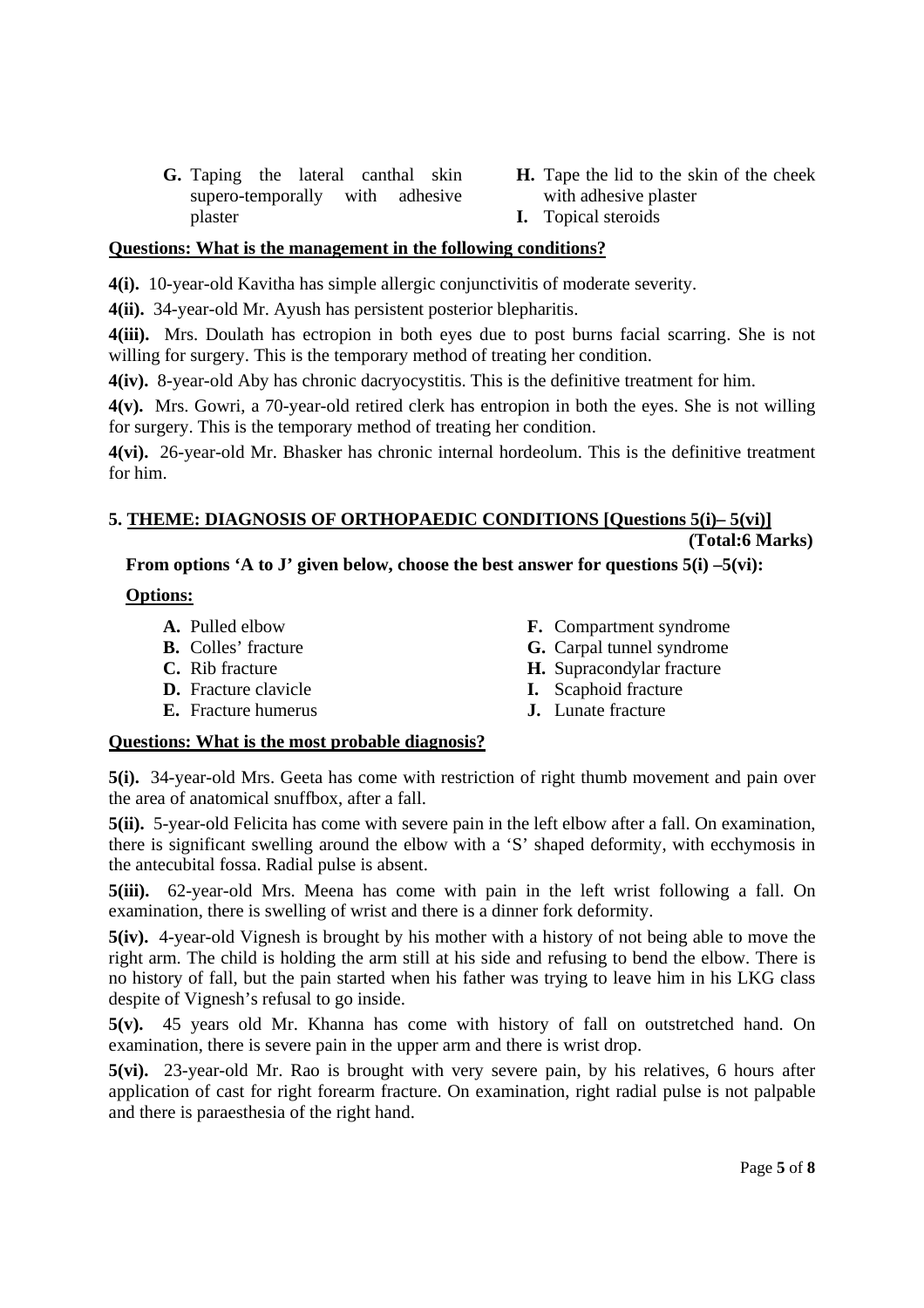- **G.** Taping the lateral canthal skin supero-temporally with adhesive plaster
- **H.** Tape the lid to the skin of the cheek with adhesive plaster
- **I.** Topical steroids

**Questions: What is the management in the following conditions?**

**4(i).** 10-year-old Kavitha has simple allergic conjunctivitis of moderate severity.

**4(ii).** 34-year-old Mr. Ayush has persistent posterior blepharitis.

**4(iii).** Mrs. Doulath has ectropion in both eyes due to post burns facial scarring. She is not willing for surgery. This is the temporary method of treating her condition.

**4(iv).** 8-year-old Aby has chronic dacryocystitis. This is the definitive treatment for him.

**4(v).** Mrs. Gowri, a 70-year-old retired clerk has entropion in both the eyes. She is not willing for surgery. This is the temporary method of treating her condition.

**4(vi).** 26-year-old Mr. Bhasker has chronic internal hordeolum. This is the definitive treatment for him.

## 5. THEME: DIAGNOSIS OF ORTHOPAEDIC CONDITIONS [Questions 5(i)– 5(vi)]

**(Total:6 Marks)**

**From options 'A to J' given below, choose the best answer for questions 5(i) –5(vi):**

**Options:**

- **A.** Pulled elbow
- **B.** Colles' fracture
- **C.** Rib fracture
- **D.** Fracture clavicle
- **E.** Fracture humerus
- **F.** Compartment syndrome
- **G.** Carpal tunnel syndrome
- **H.** Supracondylar fracture
- **I.** Scaphoid fracture
- **J.** Lunate fracture

**Questions: What is the most probable diagnosis?**

**5(i).** 34-year-old Mrs. Geeta has come with restriction of right thumb movement and pain over the area of anatomical snuffbox, after a fall.

**5(ii).** 5-year-old Felicita has come with severe pain in the left elbow after a fall. On examination, there is significant swelling around the elbow with a 'S' shaped deformity, with ecchymosis in the antecubital fossa. Radial pulse is absent.

**5(iii).** 62-year-old Mrs. Meena has come with pain in the left wrist following a fall. On examination, there is swelling of wrist and there is a dinner fork deformity.

**5(iv).** 4-year-old Vignesh is brought by his mother with a history of not being able to move the right arm. The child is holding the arm still at his side and refusing to bend the elbow. There is no history of fall, but the pain started when his father was trying to leave him in his LKG class despite of Vignesh's refusal to go inside.

**5(v).** 45 years old Mr. Khanna has come with history of fall on outstretched hand. On examination, there is severe pain in the upper arm and there is wrist drop.

**5(vi).** 23-year-old Mr. Rao is brought with very severe pain, by his relatives, 6 hours after application of cast for right forearm fracture. On examination, right radial pulse is not palpable and there is paraesthesia of the right hand.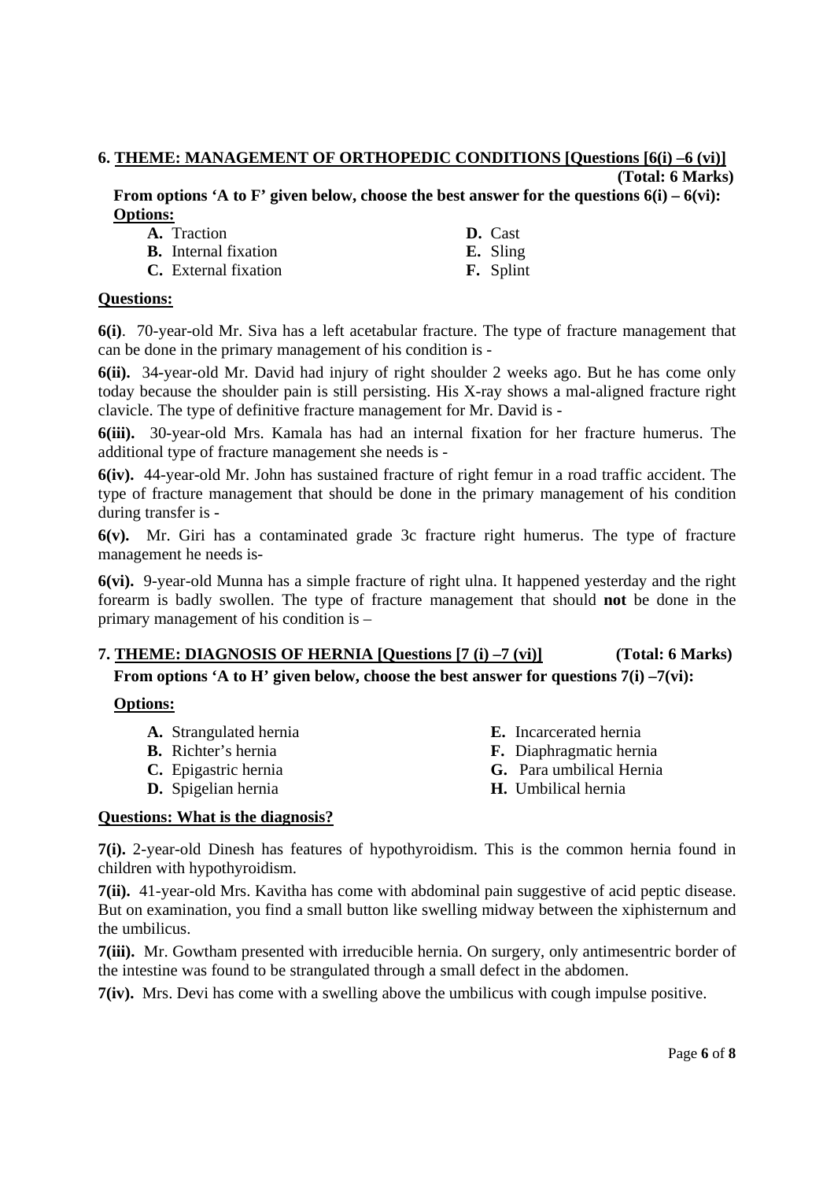**6. <u>THEME: MANAGEMENT OF ORTHOPEDIC CONDITIONS [Questions [6(i) –6 (vi)]</u>** **(Total: 6 Marks)**

**From options 'A to F' given below, choose the best answer for the questions 6(i) – 6(vi):**

**<u>Options:</u>**

- **A.** Traction
- **B.** Internal fixation
- **C.** External fixation
- **D.** Cast
- **E.** Sling
- **F.** Splint

**<u>Questions:</u>**

**6(i)**. 70-year-old Mr. Siva has a left acetabular fracture. The type of fracture management that can be done in the primary management of his condition is -

**6(ii).** 34-year-old Mr. David had injury of right shoulder 2 weeks ago. But he has come only today because the shoulder pain is still persisting. His X-ray shows a mal-aligned fracture right clavicle. The type of definitive fracture management for Mr. David is -

**6(iii).** 30-year-old Mrs. Kamala has had an internal fixation for her fracture humerus. The additional type of fracture management she needs is -

**6(iv).** 44-year-old Mr. John has sustained fracture of right femur in a road traffic accident. The type of fracture management that should be done in the primary management of his condition during transfer is -

**6(v).** Mr. Giri has a contaminated grade 3c fracture right humerus. The type of fracture management he needs is-

**6(vi).** 9-year-old Munna has a simple fracture of right ulna. It happened yesterday and the right forearm is badly swollen. The type of fracture management that should **not** be done in the primary management of his condition is –

**7. <u>THEME: DIAGNOSIS OF HERNIA [Questions [7 (i) –7 (vi)]</u>** **(Total: 6 Marks)**

**From options 'A to H' given below, choose the best answer for questions 7(i) –7(vi):**

**<u>Options:</u>**

- **A.** Strangulated hernia
- **B.** Richter's hernia
- **C.** Epigastric hernia
- **D.** Spigelian hernia
- **E.** Incarcerated hernia
- **F.** Diaphragmatic hernia
- **G.** Para umbilical Hernia
- **H.** Umbilical hernia

**<u>Questions: What is the diagnosis?</u>**

**7(i).** 2-year-old Dinesh has features of hypothyroidism. This is the common hernia found in children with hypothyroidism.

**7(ii).** 41-year-old Mrs. Kavitha has come with abdominal pain suggestive of acid peptic disease. But on examination, you find a small button like swelling midway between the xiphisternum and the umbilicus.

**7(iii).** Mr. Gowtham presented with irreducible hernia. On surgery, only antimesentric border of the intestine was found to be strangulated through a small defect in the abdomen.

**7(iv).** Mrs. Devi has come with a swelling above the umbilicus with cough impulse positive.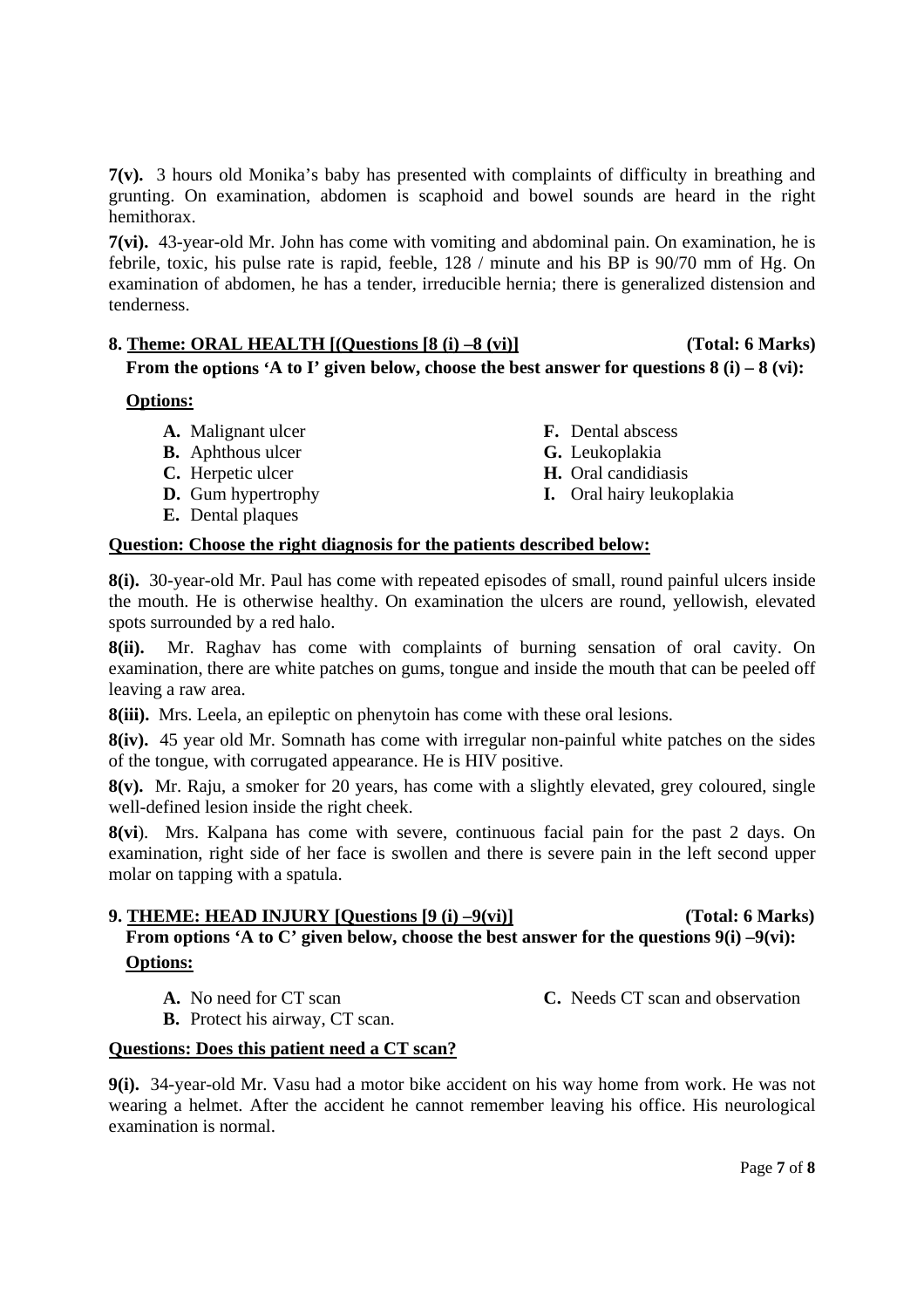**7(v).** 3 hours old Monika's baby has presented with complaints of difficulty in breathing and grunting. On examination, abdomen is scaphoid and bowel sounds are heard in the right hemithorax.

**7(vi).** 43-year-old Mr. John has come with vomiting and abdominal pain. On examination, he is febrile, toxic, his pulse rate is rapid, feeble, 128 / minute and his BP is 90/70 mm of Hg. On examination of abdomen, he has a tender, irreducible hernia; there is generalized distension and tenderness.

**8. <u>Theme: ORAL HEALTH [(Questions [8 (i) –8 (vi)]</u> (Total: 6 Marks)**

**From the options 'A to I' given below, choose the best answer for questions 8 (i) – 8 (vi):**

**<u>Options:</u>**

- **A.** Malignant ulcer
- **B.** Aphthous ulcer
- **C.** Herpetic ulcer
- **D.** Gum hypertrophy
- **E.** Dental plaques
- **F.** Dental abscess
- **G.** Leukoplakia
- **H.** Oral candidiasis
- **I.** Oral hairy leukoplakia

**<u>Question: Choose the right diagnosis for the patients described below:</u>**

**8(i).** 30-year-old Mr. Paul has come with repeated episodes of small, round painful ulcers inside the mouth. He is otherwise healthy. On examination the ulcers are round, yellowish, elevated spots surrounded by a red halo.

**8(ii).** Mr. Raghav has come with complaints of burning sensation of oral cavity. On examination, there are white patches on gums, tongue and inside the mouth that can be peeled off leaving a raw area.

**8(iii).** Mrs. Leela, an epileptic on phenytoin has come with these oral lesions.

**8(iv).** 45 year old Mr. Somnath has come with irregular non-painful white patches on the sides of the tongue, with corrugated appearance. He is HIV positive.

**8(v).** Mr. Raju, a smoker for 20 years, has come with a slightly elevated, grey coloured, single well-defined lesion inside the right cheek.

**8(vi**). Mrs. Kalpana has come with severe, continuous facial pain for the past 2 days. On examination, right side of her face is swollen and there is severe pain in the left second upper molar on tapping with a spatula.

**9. <u>THEME: HEAD INJURY [Questions [9 (i) –9(vi)]</u> (Total: 6 Marks)**

**From options 'A to C' given below, choose the best answer for the questions 9(i) –9(vi):**

**<u>Options:</u>**

- **A.** No need for CT scan
- **B.** Protect his airway, CT scan.
- **C.** Needs CT scan and observation

**<u>Questions: Does this patient need a CT scan?</u>**

**9(i).** 34-year-old Mr. Vasu had a motor bike accident on his way home from work. He was not wearing a helmet. After the accident he cannot remember leaving his office. His neurological examination is normal.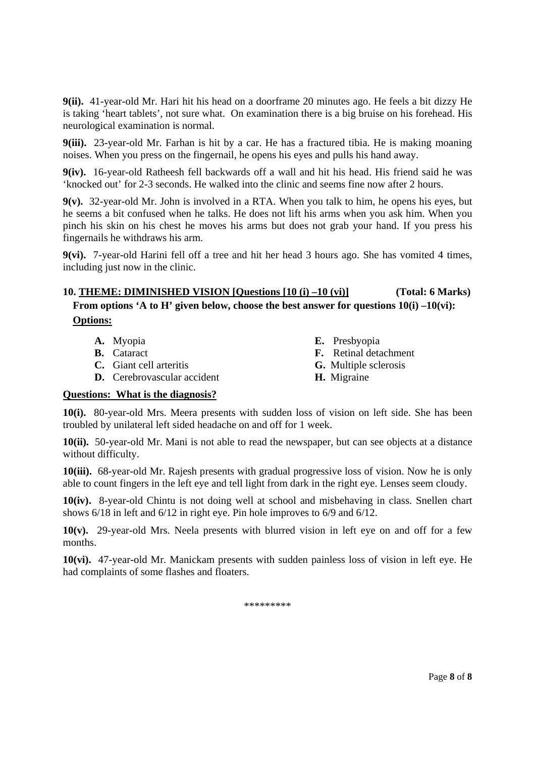**9(ii).** 41-year-old Mr. Hari hit his head on a doorframe 20 minutes ago. He feels a bit dizzy He is taking 'heart tablets', not sure what. On examination there is a big bruise on his forehead. His neurological examination is normal.

**9(iii).** 23-year-old Mr. Farhan is hit by a car. He has a fractured tibia. He is making moaning noises. When you press on the fingernail, he opens his eyes and pulls his hand away.

**9(iv).** 16-year-old Ratheesh fell backwards off a wall and hit his head. His friend said he was 'knocked out' for 2-3 seconds. He walked into the clinic and seems fine now after 2 hours.

**9(v).** 32-year-old Mr. John is involved in a RTA. When you talk to him, he opens his eyes, but he seems a bit confused when he talks. He does not lift his arms when you ask him. When you pinch his skin on his chest he moves his arms but does not grab your hand. If you press his fingernails he withdraws his arm.

**9(vi).** 7-year-old Harini fell off a tree and hit her head 3 hours ago. She has vomited 4 times, including just now in the clinic.

## 10. <u>THEME: DIMINISHED VISION [Questions [10 (i) –10 (vi)]</u> (Total: 6 Marks)

**From options 'A to H' given below, choose the best answer for questions 10(i) –10(vi):**

**<u>Options:</u>**

- **A.** Myopia
- **B.** Cataract
- **C.** Giant cell arteritis
- **D.** Cerebrovascular accident
- **E.** Presbyopia
- **F.** Retinal detachment
- **G.** Multiple sclerosis
- **H.** Migraine

**<u>Questions: What is the diagnosis?</u>**

**10(i).** 80-year-old Mrs. Meera presents with sudden loss of vision on left side. She has been troubled by unilateral left sided headache on and off for 1 week.

**10(ii).** 50-year-old Mr. Mani is not able to read the newspaper, but can see objects at a distance without difficulty.

**10(iii).** 68-year-old Mr. Rajesh presents with gradual progressive loss of vision. Now he is only able to count fingers in the left eye and tell light from dark in the right eye. Lenses seem cloudy.

**10(iv).** 8-year-old Chintu is not doing well at school and misbehaving in class. Snellen chart shows 6/18 in left and 6/12 in right eye. Pin hole improves to 6/9 and 6/12.

**10(v).** 29-year-old Mrs. Neela presents with blurred vision in left eye on and off for a few months.

**10(vi).** 47-year-old Mr. Manickam presents with sudden painless loss of vision in left eye. He had complaints of some flashes and floaters.

*********